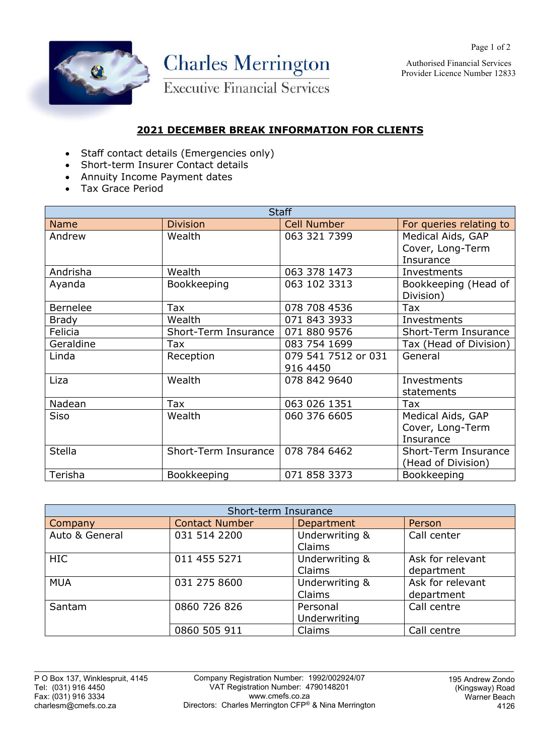Charles Merrington

Executive Financial Services

Authorised Financial Services Provider Licence Number 12833

## 2021 DECEMBER BREAK INFORMATION FOR CLIENTS

- Staff contact details (Emergencies only)
- Short-term Insurer Contact details
- Annuity Income Payment dates
- Tax Grace Period

| Staff | | | |
|---|---|---|---|
| **Name** | **Division** | **Cell Number** | **For queries relating to** |
| Andrew | Wealth | 063 321 7399 | Medical Aids, GAP Cover, Long-Term Insurance |
| Andrisha | Wealth | 063 378 1473 | Investments |
| Ayanda | Bookkeeping | 063 102 3313 | Bookkeeping (Head of Division) |
| Bernelee | Tax | 078 708 4536 | Tax |
| Brady | Wealth | 071 843 3933 | Investments |
| Felicia | Short-Term Insurance | 071 880 9576 | Short-Term Insurance |
| Geraldine | Tax | 083 754 1699 | Tax (Head of Division) |
| Linda | Reception | 079 541 7512 or 031 916 4450 | General |
| Liza | Wealth | 078 842 9640 | Investments statements |
| Nadean | Tax | 063 026 1351 | Tax |
| Siso | Wealth | 060 376 6605 | Medical Aids, GAP Cover, Long-Term Insurance |
| Stella | Short-Term Insurance | 078 784 6462 | Short-Term Insurance (Head of Division) |
| Terisha | Bookkeeping | 071 858 3373 | Bookkeeping |

| Short-term Insurance | | | |
|---|---|---|---|
| **Company** | **Contact Number** | **Department** | **Person** |
| Auto & General | 031 514 2200 | Underwriting & Claims | Call center |
| HIC | 011 455 5271 | Underwriting & Claims | Ask for relevant department |
| MUA | 031 275 8600 | Underwriting & Claims | Ask for relevant department |
| Santam | 0860 726 826 | Personal Underwriting | Call centre |
| | 0860 505 911 | Claims | Call centre |

P O Box 137, Winklespruit, 4145
Tel: (031) 916 4450
Fax: (031) 916 3334
charlesm@cmefs.co.za

Company Registration Number: 1992/002924/07
VAT Registration Number: 4790148201
www.cmefs.co.za
Directors: Charles Merrington CFP® & Nina Merrington

195 Andrew Zondo (Kingsway) Road
Warner Beach
4126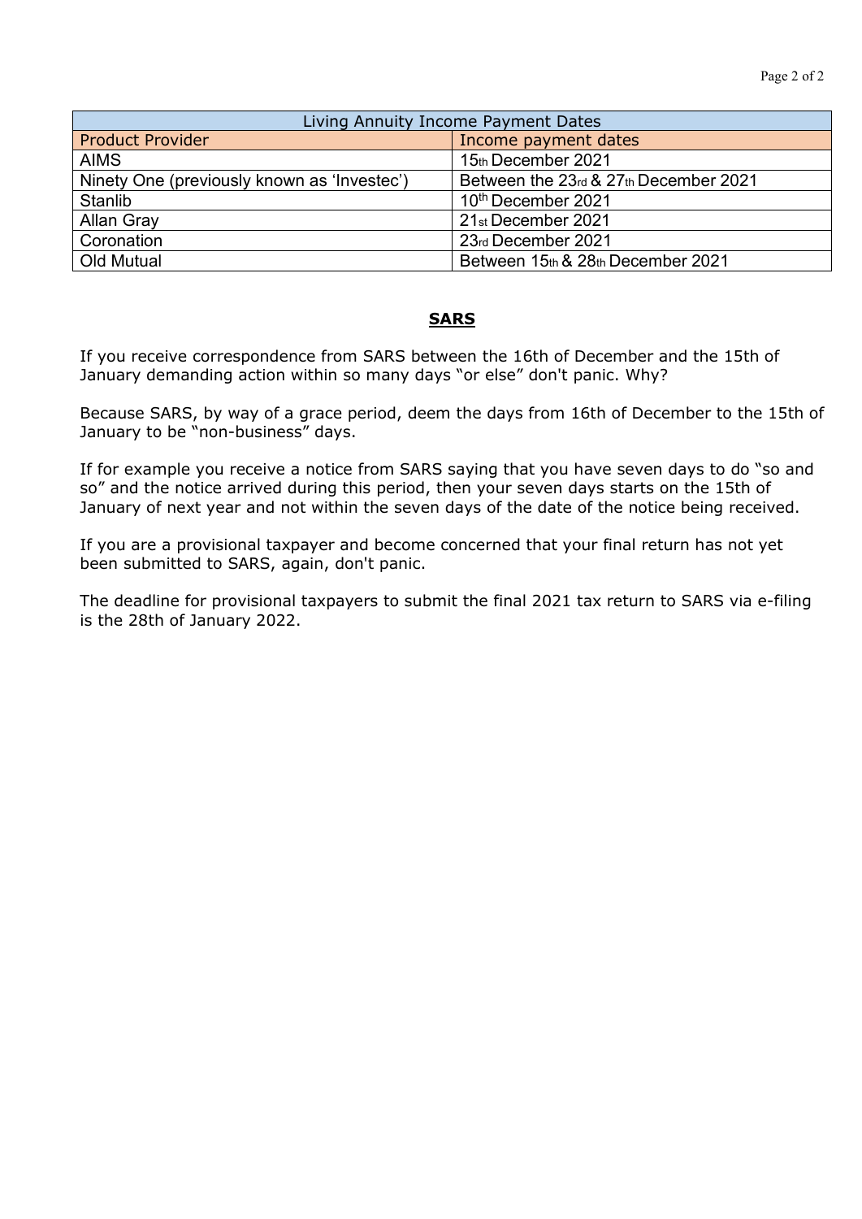| Living Annuity Income Payment Dates | |
|---|---|
| Product Provider | Income payment dates |
| AIMS | 15th December 2021 |
| Ninety One (previously known as 'Investec') | Between the 23rd & 27th December 2021 |
| Stanlib | 10th December 2021 |
| Allan Gray | 21st December 2021 |
| Coronation | 23rd December 2021 |
| Old Mutual | Between 15th & 28th December 2021 |

## **SARS**

If you receive correspondence from SARS between the 16th of December and the 15th of January demanding action within so many days "or else" don't panic. Why?

Because SARS, by way of a grace period, deem the days from 16th of December to the 15th of January to be "non-business" days.

If for example you receive a notice from SARS saying that you have seven days to do "so and so" and the notice arrived during this period, then your seven days starts on the 15th of January of next year and not within the seven days of the date of the notice being received.

If you are a provisional taxpayer and become concerned that your final return has not yet been submitted to SARS, again, don't panic.

The deadline for provisional taxpayers to submit the final 2021 tax return to SARS via e-filing is the 28th of January 2022.